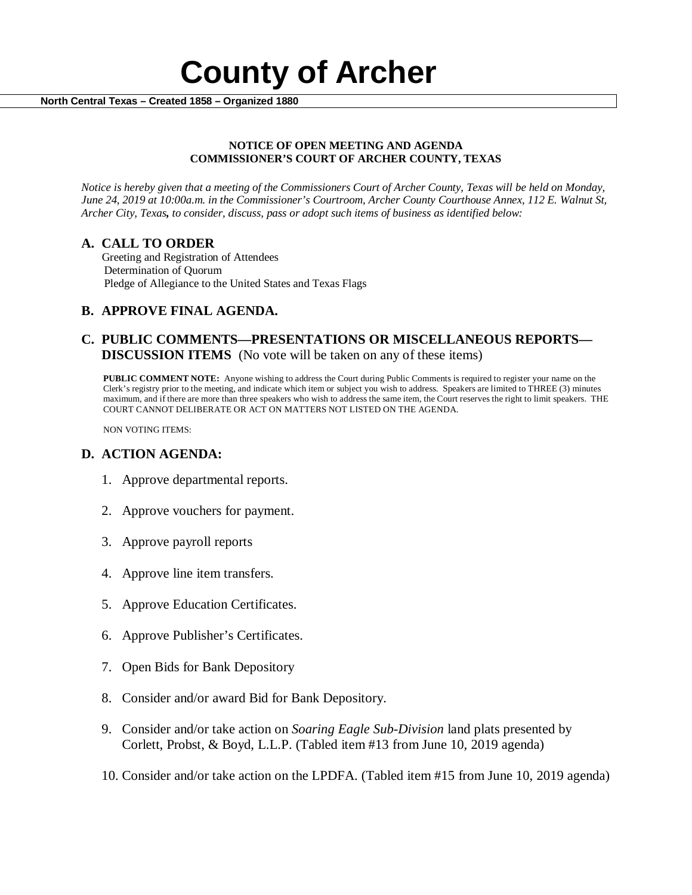# County of Archer

**North Central Texas – Created 1858 – Organized 1880**

**NOTICE OF OPEN MEETING AND AGENDA**
**COMMISSIONER'S COURT OF ARCHER COUNTY, TEXAS**

*Notice is hereby given that a meeting of the Commissioners Court of Archer County, Texas will be held on Monday, June 24, 2019 at 10:00a.m. in the Commissioner's Courtroom, Archer County Courthouse Annex, 112 E. Walnut St, Archer City, Texas, to consider, discuss, pass or adopt such items of business as identified below:*

## A. CALL TO ORDER

Greeting and Registration of Attendees
Determination of Quorum
Pledge of Allegiance to the United States and Texas Flags

## B. APPROVE FINAL AGENDA.

## C. PUBLIC COMMENTS—PRESENTATIONS OR MISCELLANEOUS REPORTS—DISCUSSION ITEMS (No vote will be taken on any of these items)

**PUBLIC COMMENT NOTE:** Anyone wishing to address the Court during Public Comments is required to register your name on the Clerk's registry prior to the meeting, and indicate which item or subject you wish to address. Speakers are limited to THREE (3) minutes maximum, and if there are more than three speakers who wish to address the same item, the Court reserves the right to limit speakers. THE COURT CANNOT DELIBERATE OR ACT ON MATTERS NOT LISTED ON THE AGENDA.

NON VOTING ITEMS:

## D. ACTION AGENDA:

1. Approve departmental reports.
2. Approve vouchers for payment.
3. Approve payroll reports
4. Approve line item transfers.
5. Approve Education Certificates.
6. Approve Publisher's Certificates.
7. Open Bids for Bank Depository
8. Consider and/or award Bid for Bank Depository.
9. Consider and/or take action on *Soaring Eagle Sub-Division* land plats presented by Corlett, Probst, & Boyd, L.L.P. (Tabled item #13 from June 10, 2019 agenda)
10. Consider and/or take action on the LPDFA. (Tabled item #15 from June 10, 2019 agenda)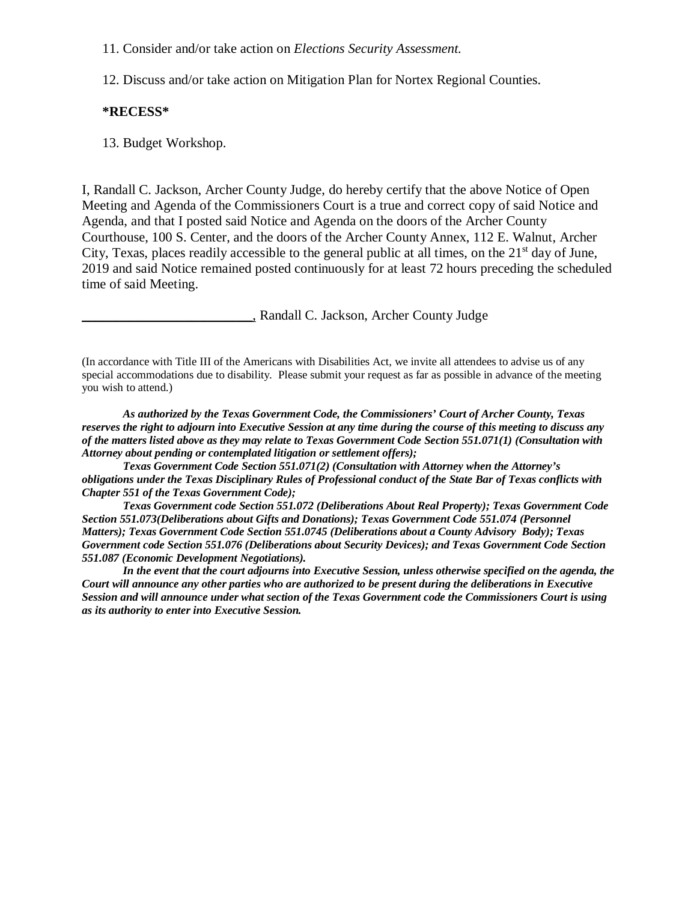11. Consider and/or take action on *Elections Security Assessment.*

12. Discuss and/or take action on Mitigation Plan for Nortex Regional Counties.

**\*RECESS\***

13. Budget Workshop.

I, Randall C. Jackson, Archer County Judge, do hereby certify that the above Notice of Open Meeting and Agenda of the Commissioners Court is a true and correct copy of said Notice and Agenda, and that I posted said Notice and Agenda on the doors of the Archer County Courthouse, 100 S. Center, and the doors of the Archer County Annex, 112 E. Walnut, Archer City, Texas, places readily accessible to the general public at all times, on the 21st day of June, 2019 and said Notice remained posted continuously for at least 72 hours preceding the scheduled time of said Meeting.

__________________________, Randall C. Jackson, Archer County Judge

(In accordance with Title III of the Americans with Disabilities Act, we invite all attendees to advise us of any special accommodations due to disability. Please submit your request as far as possible in advance of the meeting you wish to attend.)

***As authorized by the Texas Government Code, the Commissioners' Court of Archer County, Texas reserves the right to adjourn into Executive Session at any time during the course of this meeting to discuss any of the matters listed above as they may relate to Texas Government Code Section 551.071(1) (Consultation with Attorney about pending or contemplated litigation or settlement offers);***

***Texas Government Code Section 551.071(2) (Consultation with Attorney when the Attorney's obligations under the Texas Disciplinary Rules of Professional conduct of the State Bar of Texas conflicts with Chapter 551 of the Texas Government Code);***

***Texas Government code Section 551.072 (Deliberations About Real Property); Texas Government Code Section 551.073(Deliberations about Gifts and Donations); Texas Government Code 551.074 (Personnel Matters); Texas Government Code Section 551.0745 (Deliberations about a County Advisory Body); Texas Government code Section 551.076 (Deliberations about Security Devices); and Texas Government Code Section 551.087 (Economic Development Negotiations).***

***In the event that the court adjourns into Executive Session, unless otherwise specified on the agenda, the Court will announce any other parties who are authorized to be present during the deliberations in Executive Session and will announce under what section of the Texas Government code the Commissioners Court is using as its authority to enter into Executive Session.***